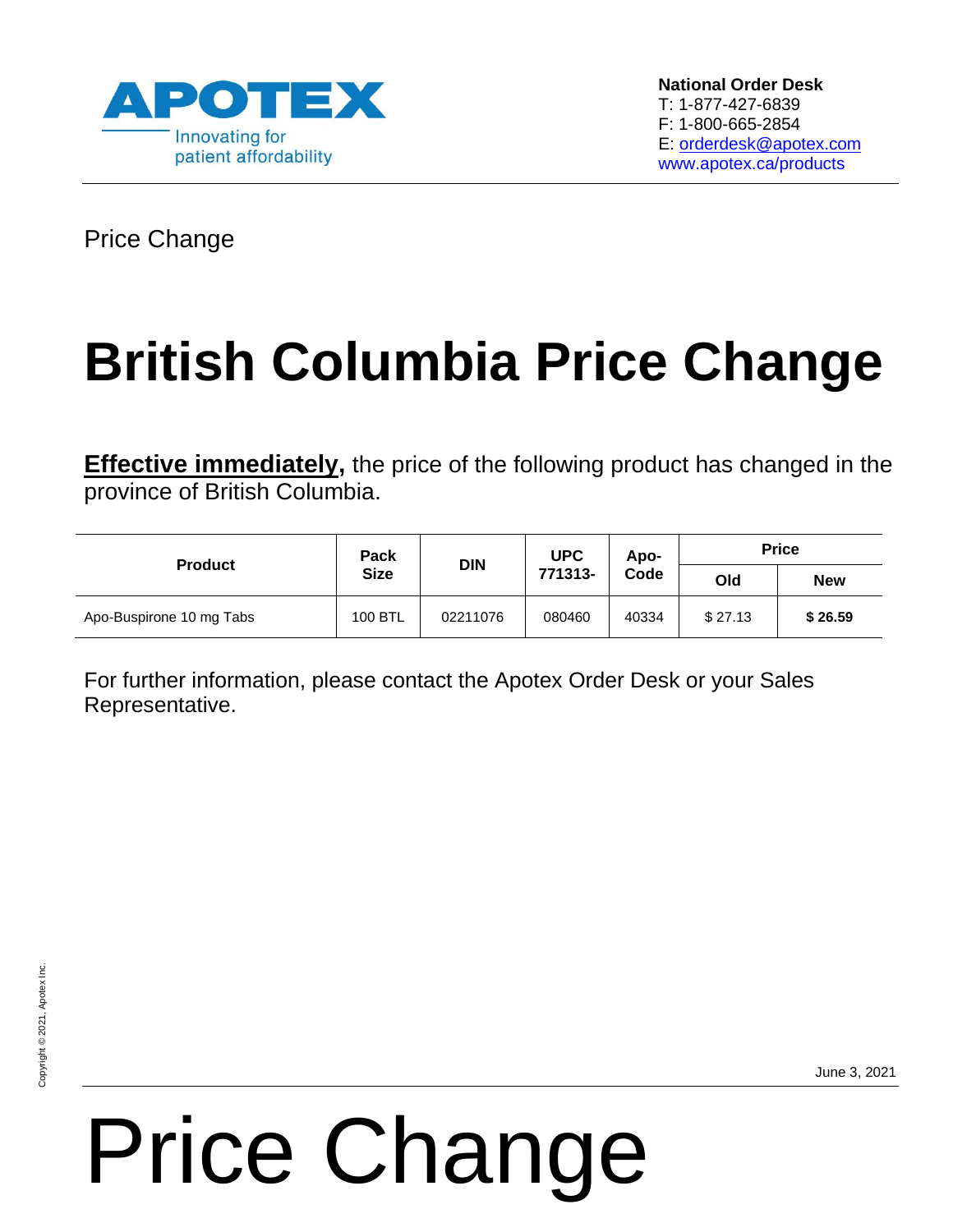APOTEX
Innovating for patient affordability

**National Order Desk**
T: 1-877-427-6839
F: 1-800-665-2854
E: orderdesk@apotex.com
www.apotex.ca/products

Price Change

# British Columbia Price Change

**Effective immediately,** the price of the following product has changed in the province of British Columbia.

| Product | Pack Size | DIN | UPC 771313- | Apo-Code | Price | |
|---|---|---|---|---|---|---|
| | | | | | Old | New |
| Apo-Buspirone 10 mg Tabs | 100 BTL | 02211076 | 080460 | 40334 | $ 27.13 | **$ 26.59** |

For further information, please contact the Apotex Order Desk or your Sales Representative.

Copyright © 2021, Apotex Inc.

June 3, 2021

# Price Change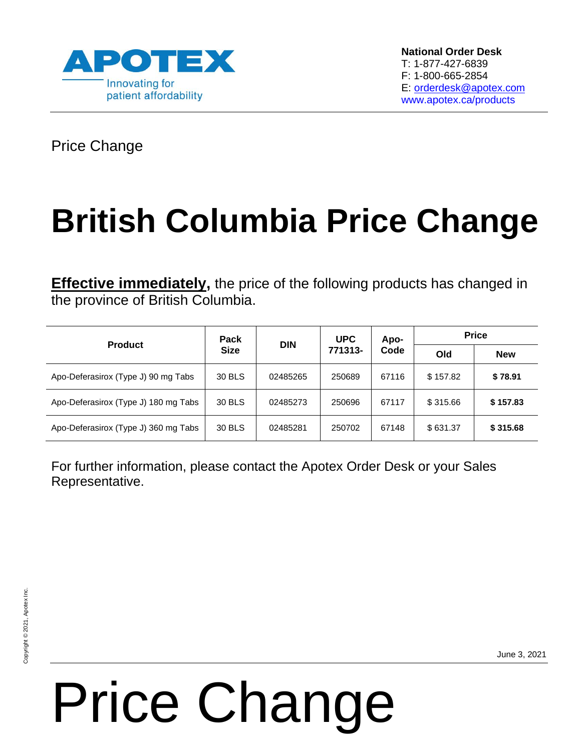**APOTEX**
Innovating for patient affordability

**National Order Desk**
T: 1-877-427-6839
F: 1-800-665-2854
E: orderdesk@apotex.com
www.apotex.ca/products

Price Change

# British Columbia Price Change

**Effective immediately,** the price of the following products has changed in the province of British Columbia.

| Product | Pack Size | DIN | UPC 771313- | Apo-Code | Price | |
|---|---|---|---|---|---|---|
| | | | | | Old | New |
| Apo-Deferasirox (Type J) 90 mg Tabs | 30 BLS | 02485265 | 250689 | 67116 | $ 157.82 | **$ 78.91** |
| Apo-Deferasirox (Type J) 180 mg Tabs | 30 BLS | 02485273 | 250696 | 67117 | $ 315.66 | **$ 157.83** |
| Apo-Deferasirox (Type J) 360 mg Tabs | 30 BLS | 02485281 | 250702 | 67148 | $ 631.37 | **$ 315.68** |

For further information, please contact the Apotex Order Desk or your Sales Representative.

Copyright © 2021, Apotex Inc.

June 3, 2021

# Price Change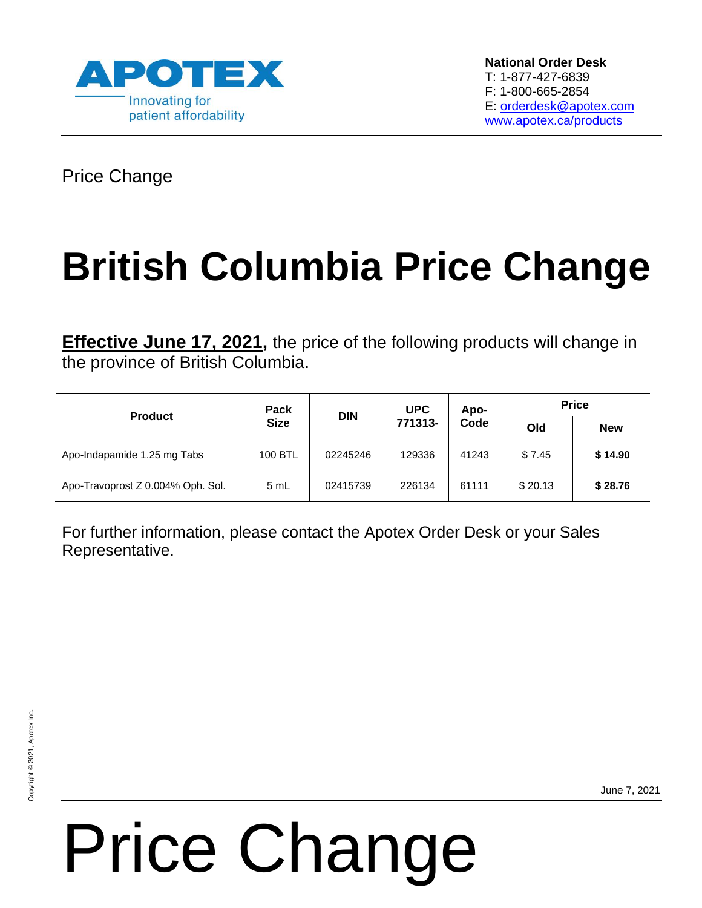**National Order Desk**
T: 1-877-427-6839
F: 1-800-665-2854
E: orderdesk@apotex.com
www.apotex.ca/products

Price Change

# British Columbia Price Change

**Effective June 17, 2021,** the price of the following products will change in the province of British Columbia.

| Product | Pack Size | DIN | UPC 771313- | Apo-Code | Price | |
|---|---|---|---|---|---|---|
| | | | | | Old | New |
| Apo-Indapamide 1.25 mg Tabs | 100 BTL | 02245246 | 129336 | 41243 | $ 7.45 | **$ 14.90** |
| Apo-Travoprost Z 0.004% Oph. Sol. | 5 mL | 02415739 | 226134 | 61111 | $ 20.13 | **$ 28.76** |

For further information, please contact the Apotex Order Desk or your Sales Representative.

Copyright © 2021, Apotex Inc.

June 7, 2021

Price Change